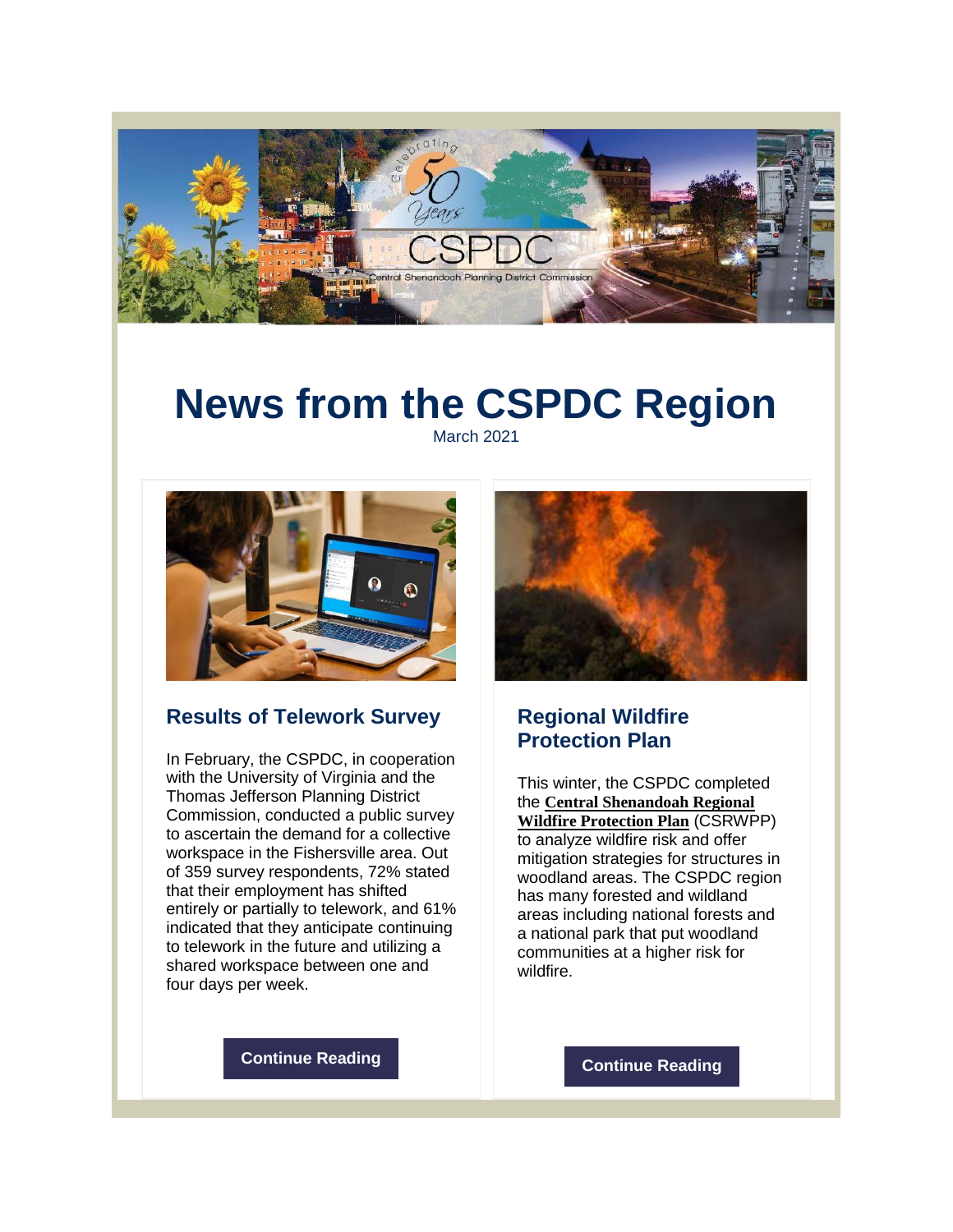# News from the CSPDC Region

March 2021

## Results of Telework Survey

In February, the CSPDC, in cooperation with the University of Virginia and the Thomas Jefferson Planning District Commission, conducted a public survey to ascertain the demand for a collective workspace in the Fishersville area. Out of 359 survey respondents, 72% stated that their employment has shifted entirely or partially to telework, and 61% indicated that they anticipate continuing to telework in the future and utilizing a shared workspace between one and four days per week.

**Continue Reading**

## Regional Wildfire Protection Plan

This winter, the CSPDC completed the **Central Shenandoah Regional Wildfire Protection Plan** (CSRWPP) to analyze wildfire risk and offer mitigation strategies for structures in woodland areas. The CSPDC region has many forested and wildland areas including national forests and a national park that put woodland communities at a higher risk for wildfire.

**Continue Reading**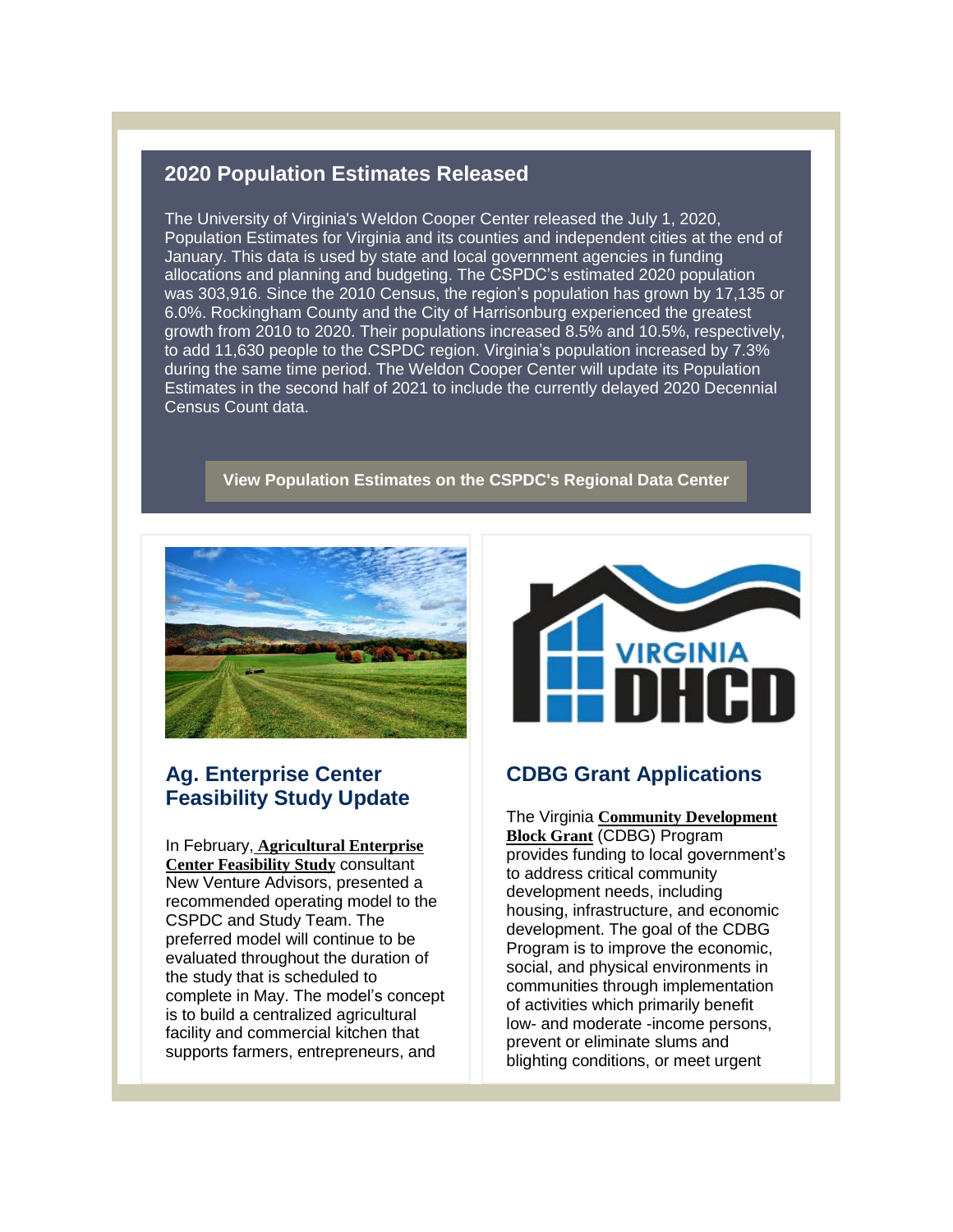## 2020 Population Estimates Released

The University of Virginia's Weldon Cooper Center released the July 1, 2020, Population Estimates for Virginia and its counties and independent cities at the end of January. This data is used by state and local government agencies in funding allocations and planning and budgeting. The CSPDC's estimated 2020 population was 303,916. Since the 2010 Census, the region's population has grown by 17,135 or 6.0%. Rockingham County and the City of Harrisonburg experienced the greatest growth from 2010 to 2020. Their populations increased 8.5% and 10.5%, respectively, to add 11,630 people to the CSPDC region. Virginia's population increased by 7.3% during the same time period. The Weldon Cooper Center will update its Population Estimates in the second half of 2021 to include the currently delayed 2020 Decennial Census Count data.

**View Population Estimates on the CSPDC's Regional Data Center**

### Ag. Enterprise Center Feasibility Study Update

In February, **Agricultural Enterprise Center Feasibility Study** consultant New Venture Advisors, presented a recommended operating model to the CSPDC and Study Team. The preferred model will continue to be evaluated throughout the duration of the study that is scheduled to complete in May. The model's concept is to build a centralized agricultural facility and commercial kitchen that supports farmers, entrepreneurs, and

### CDBG Grant Applications

The Virginia **Community Development Block Grant** (CDBG) Program provides funding to local government's to address critical community development needs, including housing, infrastructure, and economic development. The goal of the CDBG Program is to improve the economic, social, and physical environments in communities through implementation of activities which primarily benefit low- and moderate -income persons, prevent or eliminate slums and blighting conditions, or meet urgent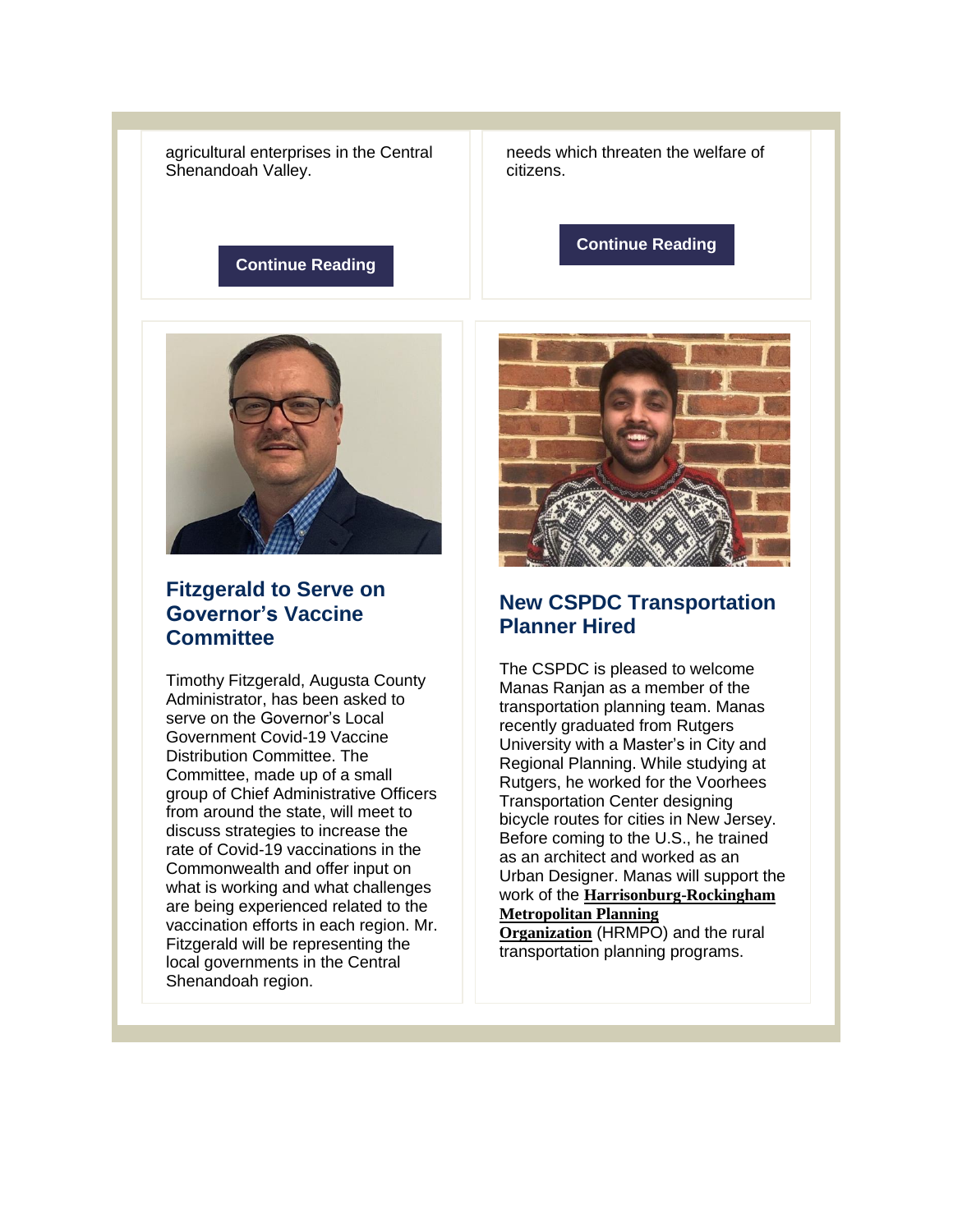agricultural enterprises in the Central Shenandoah Valley.

Continue Reading

needs which threaten the welfare of citizens.

Continue Reading

## Fitzgerald to Serve on Governor's Vaccine Committee

Timothy Fitzgerald, Augusta County Administrator, has been asked to serve on the Governor's Local Government Covid-19 Vaccine Distribution Committee. The Committee, made up of a small group of Chief Administrative Officers from around the state, will meet to discuss strategies to increase the rate of Covid-19 vaccinations in the Commonwealth and offer input on what is working and what challenges are being experienced related to the vaccination efforts in each region. Mr. Fitzgerald will be representing the local governments in the Central Shenandoah region.

## New CSPDC Transportation Planner Hired

The CSPDC is pleased to welcome Manas Ranjan as a member of the transportation planning team. Manas recently graduated from Rutgers University with a Master's in City and Regional Planning. While studying at Rutgers, he worked for the Voorhees Transportation Center designing bicycle routes for cities in New Jersey. Before coming to the U.S., he trained as an architect and worked as an Urban Designer. Manas will support the work of the **Harrisonburg-Rockingham Metropolitan Planning Organization** (HRMPO) and the rural transportation planning programs.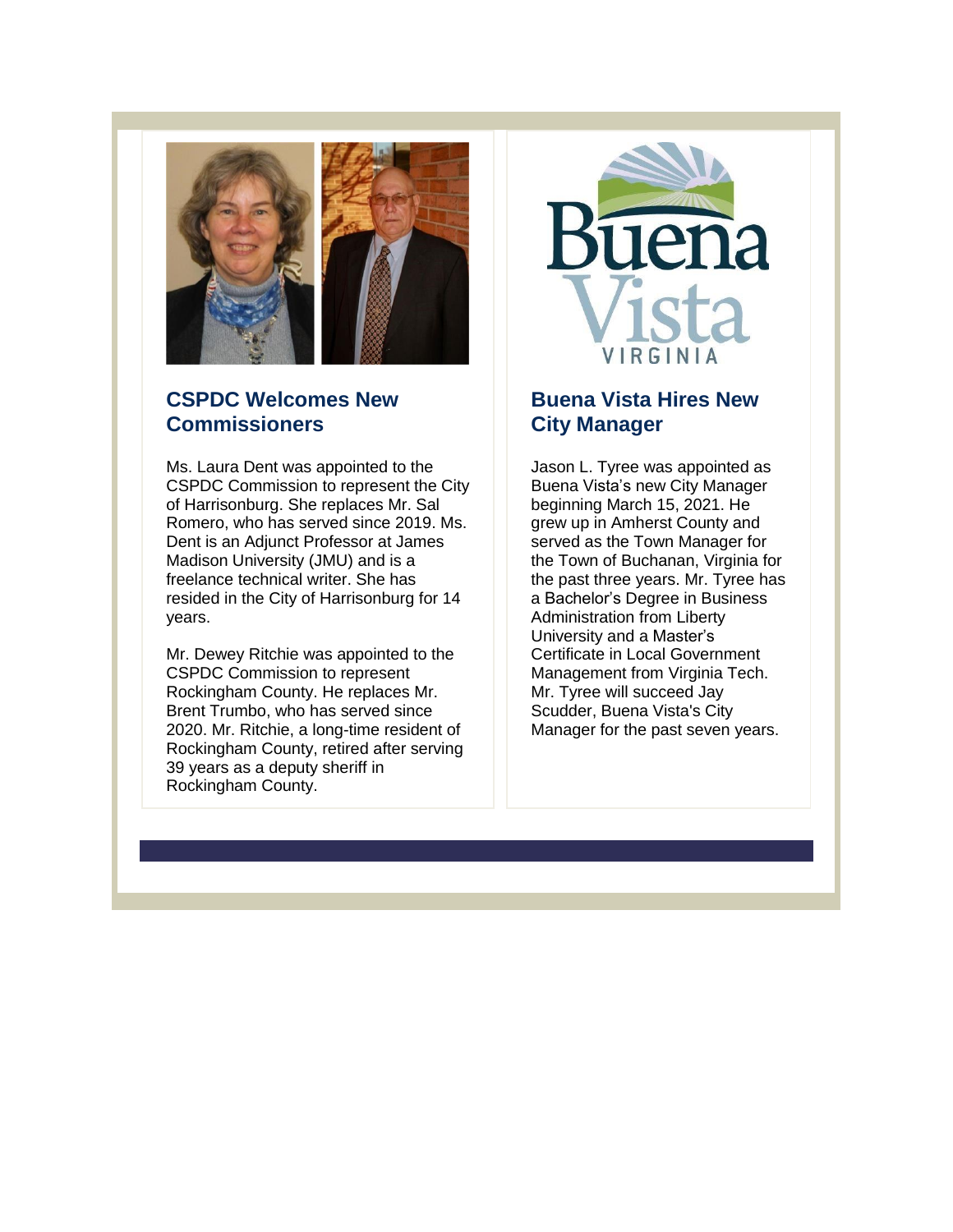## CSPDC Welcomes New Commissioners

Ms. Laura Dent was appointed to the CSPDC Commission to represent the City of Harrisonburg. She replaces Mr. Sal Romero, who has served since 2019. Ms. Dent is an Adjunct Professor at James Madison University (JMU) and is a freelance technical writer. She has resided in the City of Harrisonburg for 14 years.

Mr. Dewey Ritchie was appointed to the CSPDC Commission to represent Rockingham County. He replaces Mr. Brent Trumbo, who has served since 2020. Mr. Ritchie, a long-time resident of Rockingham County, retired after serving 39 years as a deputy sheriff in Rockingham County.

## Buena Vista Hires New City Manager

Jason L. Tyree was appointed as Buena Vista's new City Manager beginning March 15, 2021. He grew up in Amherst County and served as the Town Manager for the Town of Buchanan, Virginia for the past three years. Mr. Tyree has a Bachelor's Degree in Business Administration from Liberty University and a Master's Certificate in Local Government Management from Virginia Tech. Mr. Tyree will succeed Jay Scudder, Buena Vista's City Manager for the past seven years.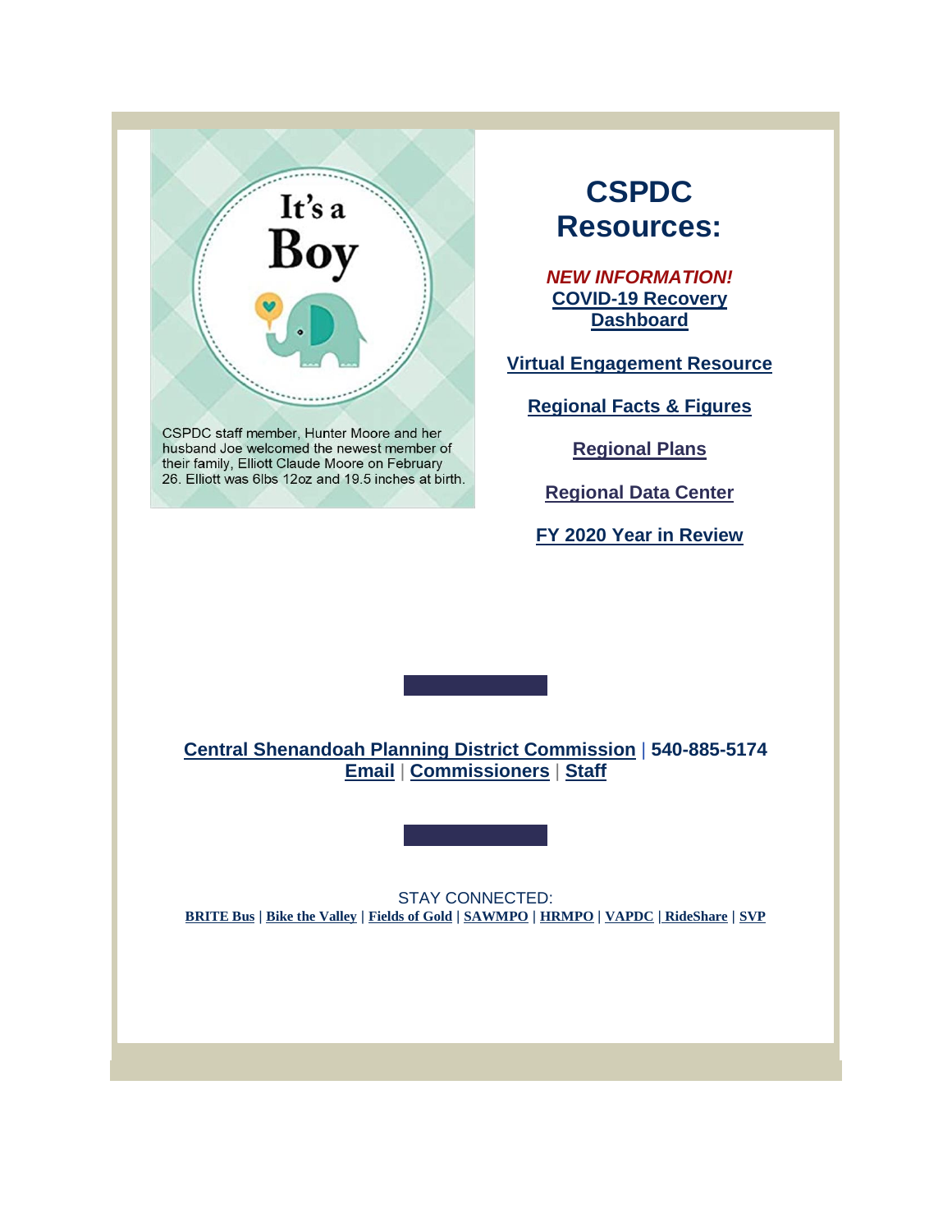It's a Boy

CSPDC staff member, Hunter Moore and her husband Joe welcomed the newest member of their family, Elliott Claude Moore on February 26. Elliott was 6lbs 12oz and 19.5 inches at birth.

# CSPDC Resources:

***NEW INFORMATION!***
**COVID-19 Recovery Dashboard**

**Virtual Engagement Resource**

**Regional Facts & Figures**

**Regional Plans**

**Regional Data Center**

**FY 2020 Year in Review**

**Central Shenandoah Planning District Commission** | **540-885-5174**
**Email** | **Commissioners** | **Staff**

STAY CONNECTED:
**BRITE Bus | Bike the Valley | Fields of Gold | SAWMPO | HRMPO | VAPDC | RideShare | SVP**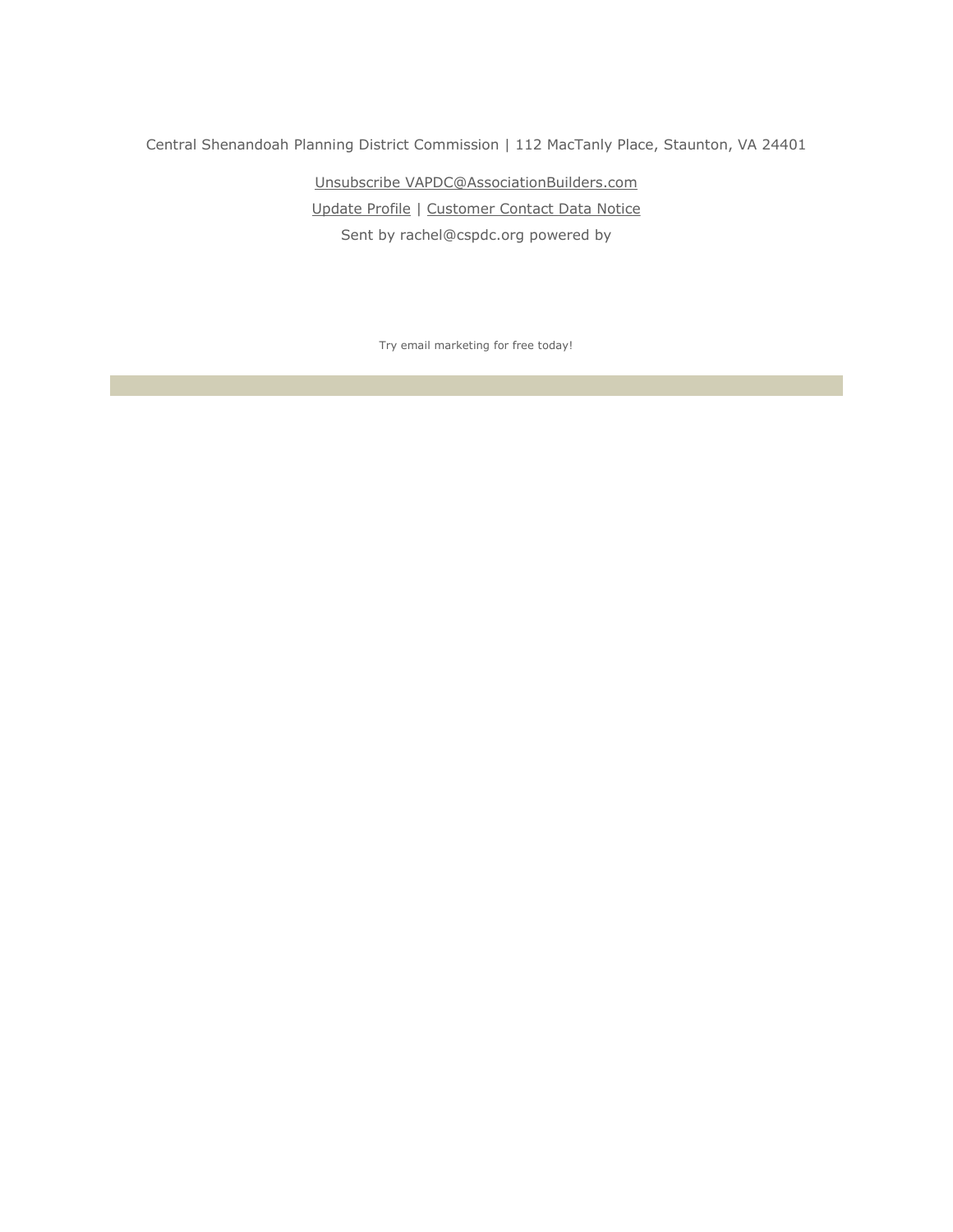Central Shenandoah Planning District Commission | 112 MacTanly Place, Staunton, VA 24401

Unsubscribe VAPDC@AssociationBuilders.com

Update Profile | Customer Contact Data Notice

Sent by rachel@cspdc.org powered by

Try email marketing for free today!